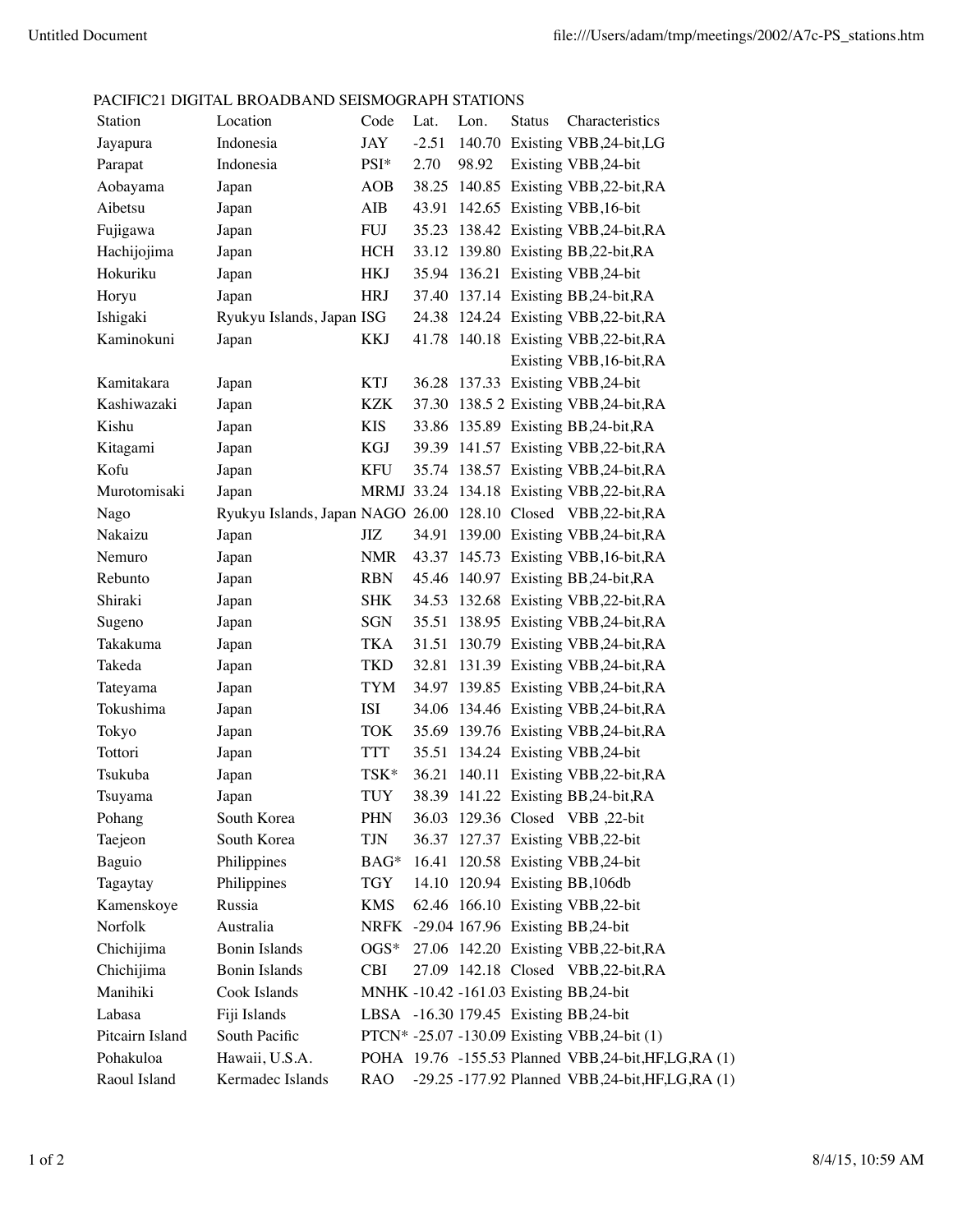PACIFIC21 DIGITAL BROADBAND SEISMOGRAPH STATIONS

| Station | Location | Code | Lat. | Lon. | Status | Characteristics |
|---|---|---|---|---|---|---|
| Jayapura | Indonesia | JAY | -2.51 | 140.70 | Existing | VBB,24-bit,LG |
| Parapat | Indonesia | PSI* | 2.70 | 98.92 | Existing | VBB,24-bit |
| Aobayama | Japan | AOB | 38.25 | 140.85 | Existing | VBB,22-bit,RA |
| Aibetsu | Japan | AIB | 43.91 | 142.65 | Existing | VBB,16-bit |
| Fujigawa | Japan | FUJ | 35.23 | 138.42 | Existing | VBB,24-bit,RA |
| Hachijojima | Japan | HCH | 33.12 | 139.80 | Existing | BB,22-bit,RA |
| Hokuriku | Japan | HKJ | 35.94 | 136.21 | Existing | VBB,24-bit |
| Horyu | Japan | HRJ | 37.40 | 137.14 | Existing | BB,24-bit,RA |
| Ishigaki | Ryukyu Islands, Japan | ISG | 24.38 | 124.24 | Existing | VBB,22-bit,RA |
| Kaminokuni | Japan | KKJ | 41.78 | 140.18 | Existing | VBB,22-bit,RA |
| | | | | | Existing | VBB,16-bit,RA |
| Kamitakara | Japan | KTJ | 36.28 | 137.33 | Existing | VBB,24-bit |
| Kashiwazaki | Japan | KZK | 37.30 | 138.5 2 | Existing | VBB,24-bit,RA |
| Kishu | Japan | KIS | 33.86 | 135.89 | Existing | BB,24-bit,RA |
| Kitagami | Japan | KGJ | 39.39 | 141.57 | Existing | VBB,22-bit,RA |
| Kofu | Japan | KFU | 35.74 | 138.57 | Existing | VBB,24-bit,RA |
| Murotomisaki | Japan | MRMJ | 33.24 | 134.18 | Existing | VBB,22-bit,RA |
| Nago | Ryukyu Islands, Japan | NAGO | 26.00 | 128.10 | Closed | VBB,22-bit,RA |
| Nakaizu | Japan | JIZ | 34.91 | 139.00 | Existing | VBB,24-bit,RA |
| Nemuro | Japan | NMR | 43.37 | 145.73 | Existing | VBB,16-bit,RA |
| Rebunto | Japan | RBN | 45.46 | 140.97 | Existing | BB,24-bit,RA |
| Shiraki | Japan | SHK | 34.53 | 132.68 | Existing | VBB,22-bit,RA |
| Sugeno | Japan | SGN | 35.51 | 138.95 | Existing | VBB,24-bit,RA |
| Takakuma | Japan | TKA | 31.51 | 130.79 | Existing | VBB,24-bit,RA |
| Takeda | Japan | TKD | 32.81 | 131.39 | Existing | VBB,24-bit,RA |
| Tateyama | Japan | TYM | 34.97 | 139.85 | Existing | VBB,24-bit,RA |
| Tokushima | Japan | ISI | 34.06 | 134.46 | Existing | VBB,24-bit,RA |
| Tokyo | Japan | TOK | 35.69 | 139.76 | Existing | VBB,24-bit,RA |
| Tottori | Japan | TTT | 35.51 | 134.24 | Existing | VBB,24-bit |
| Tsukuba | Japan | TSK* | 36.21 | 140.11 | Existing | VBB,22-bit,RA |
| Tsuyama | Japan | TUY | 38.39 | 141.22 | Existing | BB,24-bit,RA |
| Pohang | South Korea | PHN | 36.03 | 129.36 | Closed | VBB ,22-bit |
| Taejeon | South Korea | TJN | 36.37 | 127.37 | Existing | VBB,22-bit |
| Baguio | Philippines | BAG* | 16.41 | 120.58 | Existing | VBB,24-bit |
| Tagaytay | Philippines | TGY | 14.10 | 120.94 | Existing | BB,106db |
| Kamenskoye | Russia | KMS | 62.46 | 166.10 | Existing | VBB,22-bit |
| Norfolk | Australia | NRFK | -29.04 | 167.96 | Existing | BB,24-bit |
| Chichijima | Bonin Islands | OGS* | 27.06 | 142.20 | Existing | VBB,22-bit,RA |
| Chichijima | Bonin Islands | CBI | 27.09 | 142.18 | Closed | VBB,22-bit,RA |
| Manihiki | Cook Islands | MNHK | -10.42 | -161.03 | Existing | BB,24-bit |
| Labasa | Fiji Islands | LBSA | -16.30 | 179.45 | Existing | BB,24-bit |
| Pitcairn Island | South Pacific | PTCN* | -25.07 | -130.09 | Existing | VBB,24-bit (1) |
| Pohakuloa | Hawaii, U.S.A. | POHA | 19.76 | -155.53 | Planned | VBB,24-bit,HF,LG,RA (1) |
| Raoul Island | Kermadec Islands | RAO | -29.25 | -177.92 | Planned | VBB,24-bit,HF,LG,RA (1) |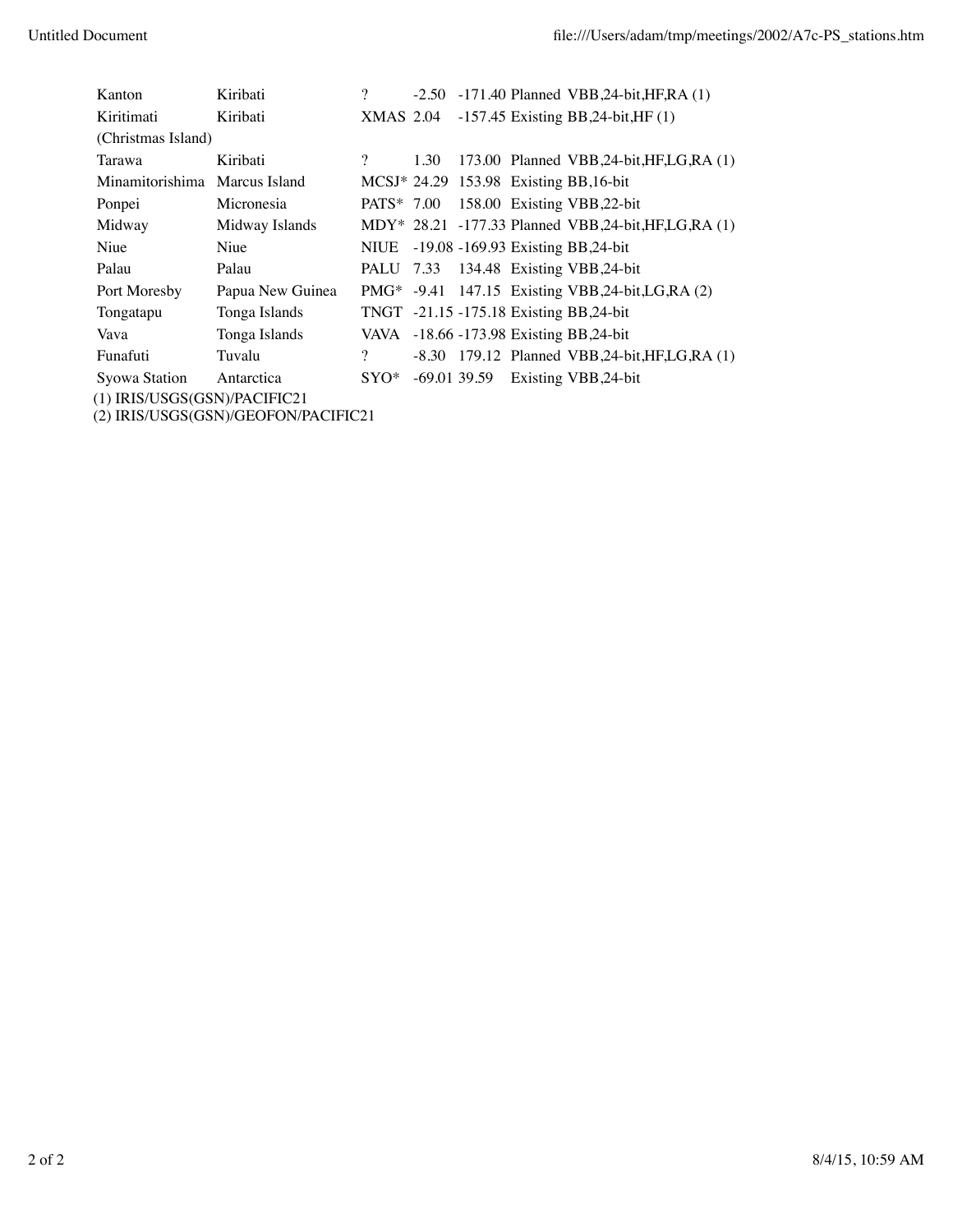| | | | | | | |
|---|---|---|---|---|---|---|
| Kanton | Kiribati | ? | -2.50 | -171.40 | Planned | VBB,24-bit,HF,RA (1) |
| Kiritimati (Christmas Island) | Kiribati | XMAS | 2.04 | -157.45 | Existing | BB,24-bit,HF (1) |
| Tarawa | Kiribati | ? | 1.30 | 173.00 | Planned | VBB,24-bit,HF,LG,RA (1) |
| Minamitorishima | Marcus Island | MCSJ* | 24.29 | 153.98 | Existing | BB,16-bit |
| Ponpei | Micronesia | PATS* | 7.00 | 158.00 | Existing | VBB,22-bit |
| Midway | Midway Islands | MDY* | 28.21 | -177.33 | Planned | VBB,24-bit,HF,LG,RA (1) |
| Niue | Niue | NIUE | -19.08 | -169.93 | Existing | BB,24-bit |
| Palau | Palau | PALU | 7.33 | 134.48 | Existing | VBB,24-bit |
| Port Moresby | Papua New Guinea | PMG* | -9.41 | 147.15 | Existing | VBB,24-bit,LG,RA (2) |
| Tongatapu | Tonga Islands | TNGT | -21.15 | -175.18 | Existing | BB,24-bit |
| Vava | Tonga Islands | VAVA | -18.66 | -173.98 | Existing | BB,24-bit |
| Funafuti | Tuvalu | ? | -8.30 | 179.12 | Planned | VBB,24-bit,HF,LG,RA (1) |
| Syowa Station | Antarctica | SYO* | -69.01 | 39.59 | Existing | VBB,24-bit |

(1) IRIS/USGS(GSN)/PACIFIC21
(2) IRIS/USGS(GSN)/GEOFON/PACIFIC21